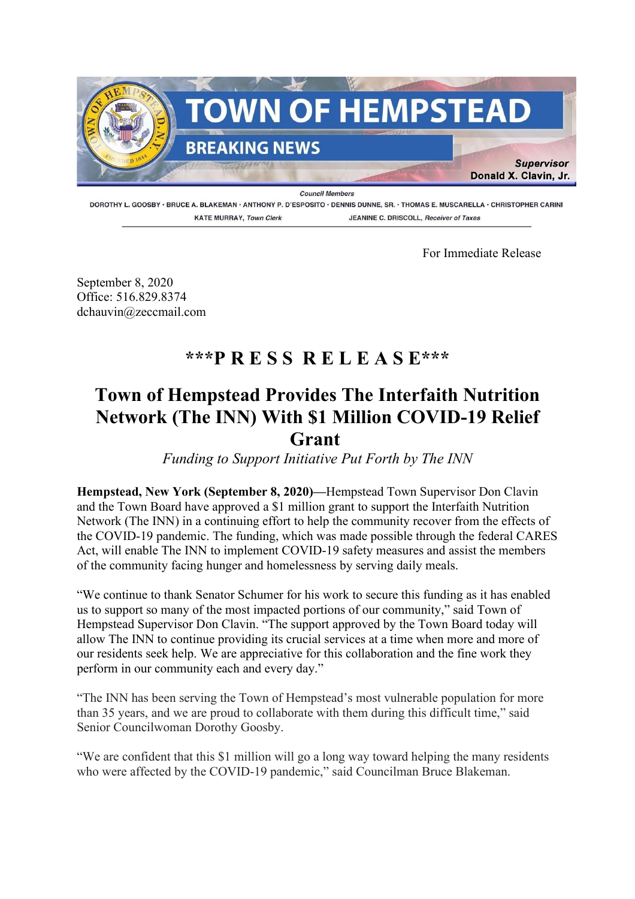# TOWN OF HEMPSTEAD

## BREAKING NEWS

*Supervisor*
**Donald X. Clavin, Jr.**

*Council Members*

DOROTHY L. GOOSBY · BRUCE A. BLAKEMAN · ANTHONY P. D'ESPOSITO · DENNIS DUNNE, SR. · THOMAS E. MUSCARELLA · CHRISTOPHER CARINI

KATE MURRAY, *Town Clerk* JEANINE C. DRISCOLL, *Receiver of Taxes*

For Immediate Release

September 8, 2020
Office: 516.829.8374
dchauvin@zeccmail.com

## \*\*\*P R E S S R E L E A S E\*\*\*

# Town of Hempstead Provides The Interfaith Nutrition Network (The INN) With $1 Million COVID-19 Relief Grant

*Funding to Support Initiative Put Forth by The INN*

**Hempstead, New York (September 8, 2020)—**Hempstead Town Supervisor Don Clavin and the Town Board have approved a $1 million grant to support the Interfaith Nutrition Network (The INN) in a continuing effort to help the community recover from the effects of the COVID-19 pandemic. The funding, which was made possible through the federal CARES Act, will enable The INN to implement COVID-19 safety measures and assist the members of the community facing hunger and homelessness by serving daily meals.

"We continue to thank Senator Schumer for his work to secure this funding as it has enabled us to support so many of the most impacted portions of our community," said Town of Hempstead Supervisor Don Clavin. "The support approved by the Town Board today will allow The INN to continue providing its crucial services at a time when more and more of our residents seek help. We are appreciative for this collaboration and the fine work they perform in our community each and every day."

"The INN has been serving the Town of Hempstead's most vulnerable population for more than 35 years, and we are proud to collaborate with them during this difficult time," said Senior Councilwoman Dorothy Goosby.

"We are confident that this $1 million will go a long way toward helping the many residents who were affected by the COVID-19 pandemic," said Councilman Bruce Blakeman.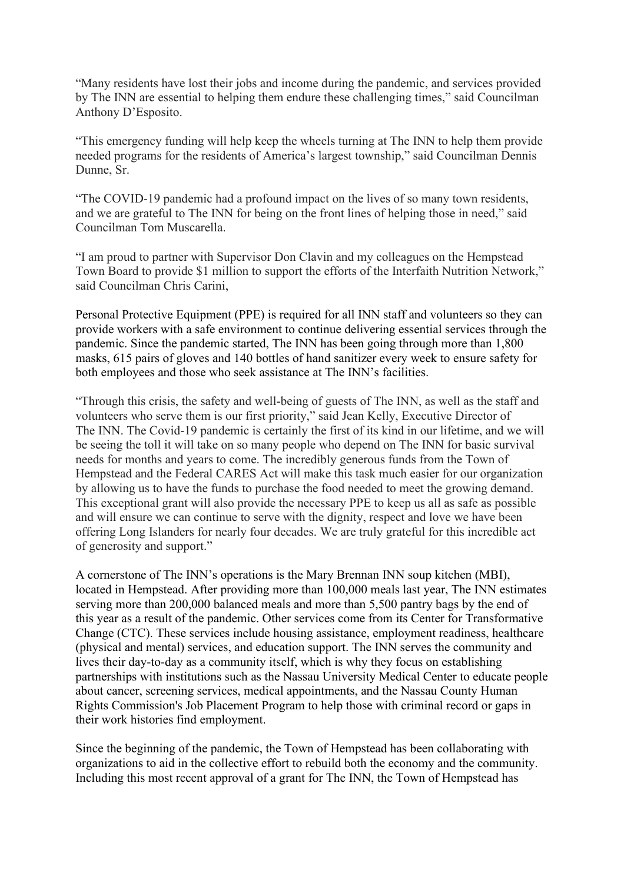"Many residents have lost their jobs and income during the pandemic, and services provided by The INN are essential to helping them endure these challenging times," said Councilman Anthony D'Esposito.

"This emergency funding will help keep the wheels turning at The INN to help them provide needed programs for the residents of America's largest township," said Councilman Dennis Dunne, Sr.

"The COVID-19 pandemic had a profound impact on the lives of so many town residents, and we are grateful to The INN for being on the front lines of helping those in need," said Councilman Tom Muscarella.

"I am proud to partner with Supervisor Don Clavin and my colleagues on the Hempstead Town Board to provide $1 million to support the efforts of the Interfaith Nutrition Network," said Councilman Chris Carini,

Personal Protective Equipment (PPE) is required for all INN staff and volunteers so they can provide workers with a safe environment to continue delivering essential services through the pandemic. Since the pandemic started, The INN has been going through more than 1,800 masks, 615 pairs of gloves and 140 bottles of hand sanitizer every week to ensure safety for both employees and those who seek assistance at The INN's facilities.

"Through this crisis, the safety and well-being of guests of The INN, as well as the staff and volunteers who serve them is our first priority," said Jean Kelly, Executive Director of The INN. The Covid-19 pandemic is certainly the first of its kind in our lifetime, and we will be seeing the toll it will take on so many people who depend on The INN for basic survival needs for months and years to come. The incredibly generous funds from the Town of Hempstead and the Federal CARES Act will make this task much easier for our organization by allowing us to have the funds to purchase the food needed to meet the growing demand. This exceptional grant will also provide the necessary PPE to keep us all as safe as possible and will ensure we can continue to serve with the dignity, respect and love we have been offering Long Islanders for nearly four decades. We are truly grateful for this incredible act of generosity and support."

A cornerstone of The INN's operations is the Mary Brennan INN soup kitchen (MBI), located in Hempstead. After providing more than 100,000 meals last year, The INN estimates serving more than 200,000 balanced meals and more than 5,500 pantry bags by the end of this year as a result of the pandemic. Other services come from its Center for Transformative Change (CTC). These services include housing assistance, employment readiness, healthcare (physical and mental) services, and education support. The INN serves the community and lives their day-to-day as a community itself, which is why they focus on establishing partnerships with institutions such as the Nassau University Medical Center to educate people about cancer, screening services, medical appointments, and the Nassau County Human Rights Commission's Job Placement Program to help those with criminal record or gaps in their work histories find employment.

Since the beginning of the pandemic, the Town of Hempstead has been collaborating with organizations to aid in the collective effort to rebuild both the economy and the community. Including this most recent approval of a grant for The INN, the Town of Hempstead has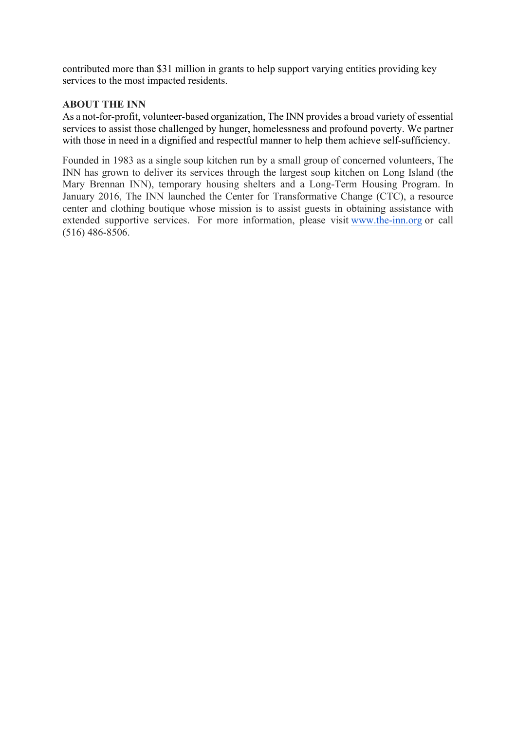contributed more than $31 million in grants to help support varying entities providing key services to the most impacted residents.

**ABOUT THE INN**

As a not-for-profit, volunteer-based organization, The INN provides a broad variety of essential services to assist those challenged by hunger, homelessness and profound poverty. We partner with those in need in a dignified and respectful manner to help them achieve self-sufficiency.

Founded in 1983 as a single soup kitchen run by a small group of concerned volunteers, The INN has grown to deliver its services through the largest soup kitchen on Long Island (the Mary Brennan INN), temporary housing shelters and a Long-Term Housing Program. In January 2016, The INN launched the Center for Transformative Change (CTC), a resource center and clothing boutique whose mission is to assist guests in obtaining assistance with extended supportive services. For more information, please visit [www.the-inn.org](http://www.the-inn.org) or call (516) 486-8506.